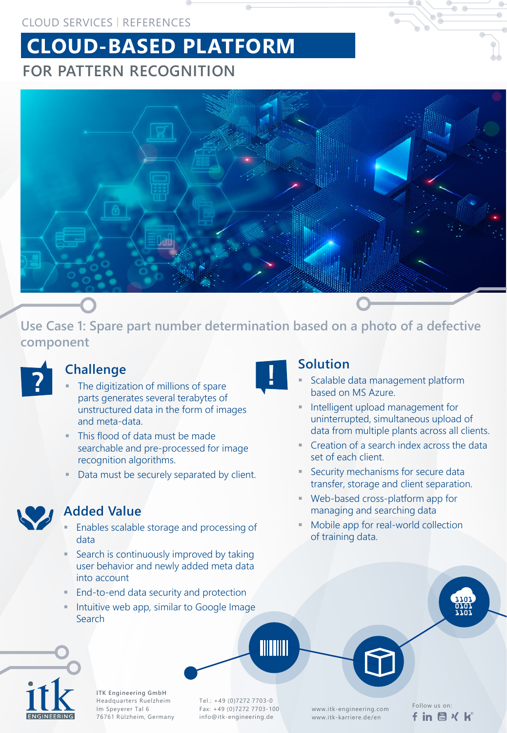CLOUD SERVICES | REFERENCES

# CLOUD-BASED PLATFORM

## FOR PATTERN RECOGNITION

### Use Case 1: Spare part number determination based on a photo of a defective component

### Challenge

- The digitization of millions of spare parts generates several terabytes of unstructured data in the form of images and meta-data.
- This flood of data must be made searchable and pre-processed for image recognition algorithms.
- Data must be securely separated by client.

### Added Value

- Enables scalable storage and processing of data
- Search is continuously improved by taking user behavior and newly added meta data into account
- End-to-end data security and protection
- Intuitive web app, similar to Google Image Search

### Solution

- Scalable data management platform based on MS Azure.
- Intelligent upload management for uninterrupted, simultaneous upload of data from multiple plants across all clients.
- Creation of a search index across the data set of each client.
- Security mechanisms for secure data transfer, storage and client separation.
- Web-based cross-platform app for managing and searching data
- Mobile app for real-world collection of training data.

ITK Engineering GmbH
Headquarters Ruelzheim
Im Speyerer Tal 6
76761 Rülzheim, Germany

Tel.: +49 (0)7272 7703-0
Fax: +49 (0)7272 7703-100
info@itk-engineering.de

www.itk-engineering.com
www.itk-karriere.de/en

Follow us on: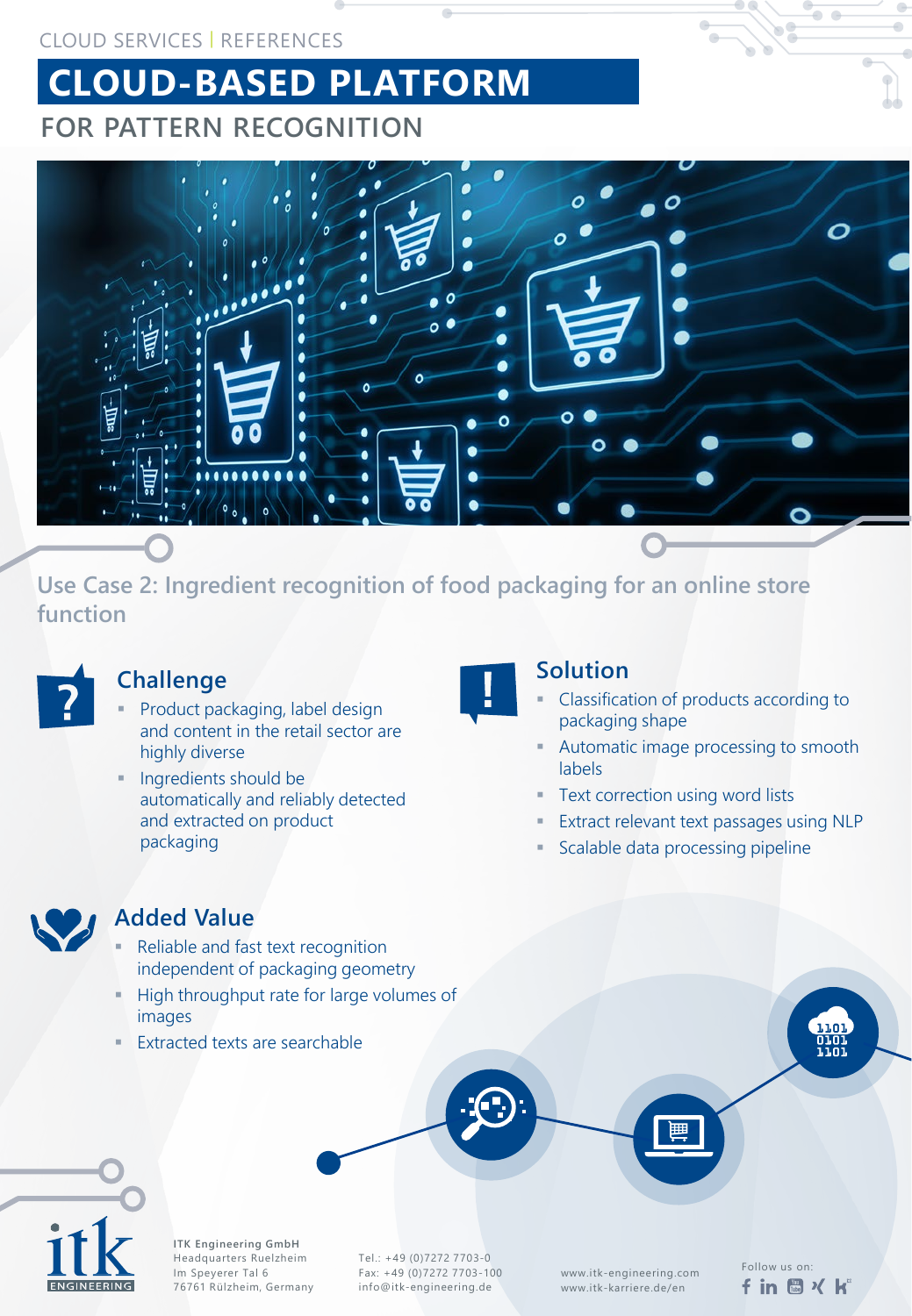CLOUD SERVICES | REFERENCES

# CLOUD-BASED PLATFORM

## FOR PATTERN RECOGNITION

### Use Case 2: Ingredient recognition of food packaging for an online store function

### Challenge

- Product packaging, label design and content in the retail sector are highly diverse
- Ingredients should be automatically and reliably detected and extracted on product packaging

### Solution

- Classification of products according to packaging shape
- Automatic image processing to smooth labels
- Text correction using word lists
- Extract relevant text passages using NLP
- Scalable data processing pipeline

### Added Value

- Reliable and fast text recognition independent of packaging geometry
- High throughput rate for large volumes of images
- Extracted texts are searchable

ITK Engineering GmbH
Headquarters Ruelzheim
Im Speyerer Tal 6
76761 Rülzheim, Germany

Tel.: +49 (0)7272 7703-0
Fax: +49 (0)7272 7703-100
info@itk-engineering.de

www.itk-engineering.com
www.itk-karriere.de/en

Follow us on: